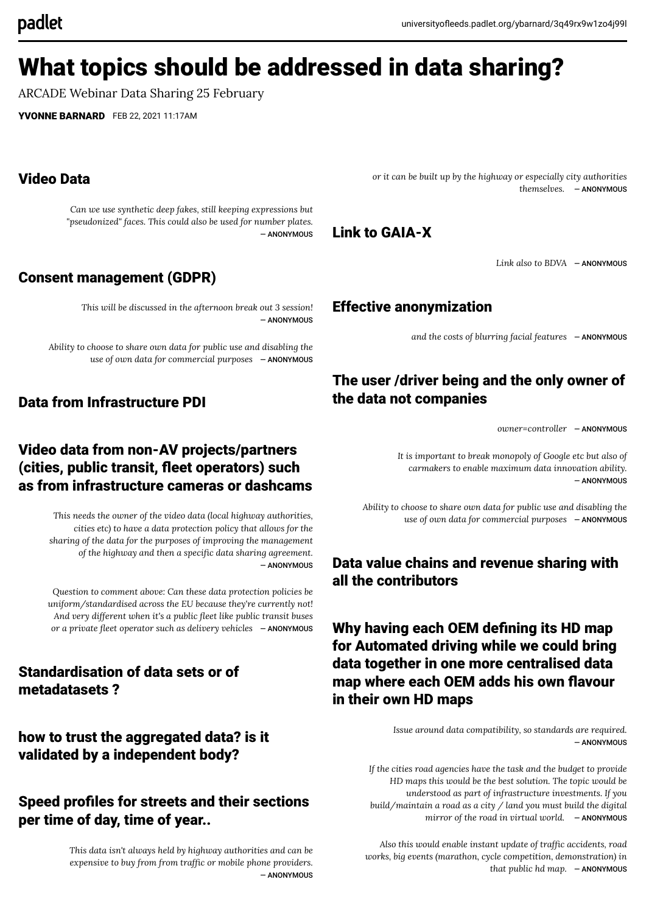# What topics should be addressed in data sharing?

ARCADE Webinar Data Sharing 25 February

**YVONNE BARNARD** FEB 22, 2021 11:17AM

## Video Data

*Can we use synthetic deep fakes, still keeping expressions but "pseudonized" faces. This could also be used for number plates.* — ANONYMOUS

## Consent management (GDPR)

*This will be discussed in the afternoon break out 3 session!* — ANONYMOUS

*Ability to choose to share own data for public use and disabling the use of own data for commercial purposes* — ANONYMOUS

## Data from Infrastructure PDI

## Video data from non-AV projects/partners (cities, public transit, fleet operators) such as from infrastructure cameras or dashcams

*This needs the owner of the video data (local highway authorities, cities etc) to have a data protection policy that allows for the sharing of the data for the purposes of improving the management of the highway and then a specific data sharing agreement.* — ANONYMOUS

*Question to comment above: Can these data protection policies be uniform/standardised across the EU because they're currently not! And very different when it's a public fleet like public transit buses or a private fleet operator such as delivery vehicles* — ANONYMOUS

## Standardisation of data sets or of metadatasets ?

## how to trust the aggregated data? is it validated by a independent body?

## Speed profiles for streets and their sections per time of day, time of year..

*This data isn't always held by highway authorities and can be expensive to buy from from traffic or mobile phone providers.* — ANONYMOUS

*or it can be built up by the highway or especially city authorities themselves.* — ANONYMOUS

## Link to GAIA-X

*Link also to BDVA* — ANONYMOUS

## Effective anonymization

*and the costs of blurring facial features* — ANONYMOUS

## The user /driver being and the only owner of the data not companies

*owner=controller* — ANONYMOUS

*It is important to break monopoly of Google etc but also of carmakers to enable maximum data innovation ability.* — ANONYMOUS

*Ability to choose to share own data for public use and disabling the use of own data for commercial purposes* — ANONYMOUS

## Data value chains and revenue sharing with all the contributors

## Why having each OEM defining its HD map for Automated driving while we could bring data together in one more centralised data map where each OEM adds his own flavour in their own HD maps

*Issue around data compatibility, so standards are required.* — ANONYMOUS

*If the cities road agencies have the task and the budget to provide HD maps this would be the best solution. The topic would be understood as part of infrastructure investments. If you build/maintain a road as a city / land you must build the digital mirror of the road in virtual world.* — ANONYMOUS

*Also this would enable instant update of traffic accidents, road works, big events (marathon, cycle competition, demonstration) in that public hd map.* — ANONYMOUS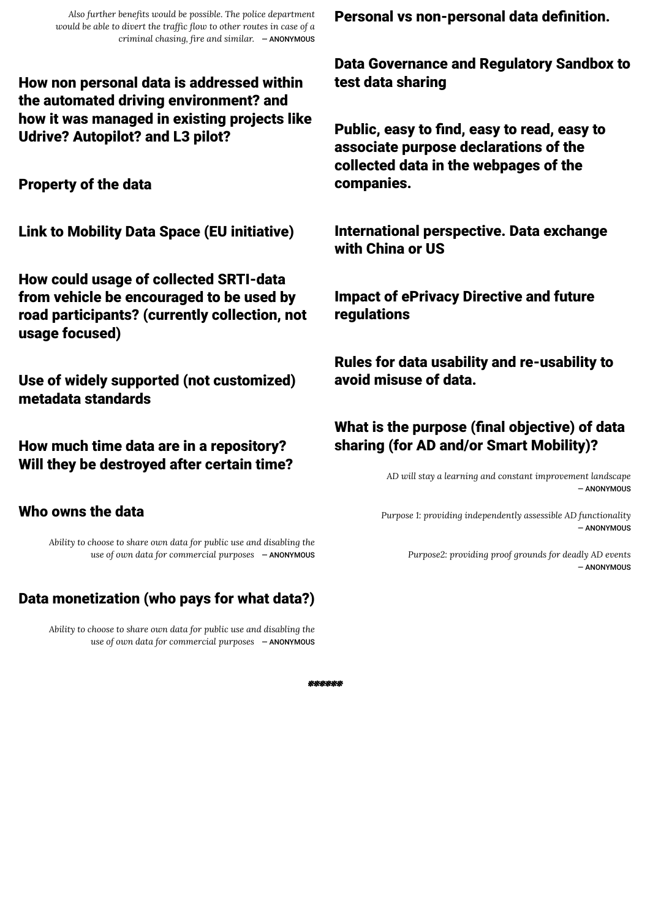*Also further benefits would be possible. The police department would be able to divert the traffic flow to other routes in case of a criminal chasing, fire and similar.* — ANONYMOUS

## How non personal data is addressed within the automated driving environment? and how it was managed in existing projects like Udrive? Autopilot? and L3 pilot?

## Property of the data

## Link to Mobility Data Space (EU initiative)

## How could usage of collected SRTI-data from vehicle be encouraged to be used by road participants? (currently collection, not usage focused)

## Use of widely supported (not customized) metadata standards

## How much time data are in a repository? Will they be destroyed after certain time?

## Who owns the data

*Ability to choose to share own data for public use and disabling the use of own data for commercial purposes* — ANONYMOUS

## Data monetization (who pays for what data?)

*Ability to choose to share own data for public use and disabling the use of own data for commercial purposes* — ANONYMOUS

## Personal vs non-personal data definition.

## Data Governance and Regulatory Sandbox to test data sharing

## Public, easy to find, easy to read, easy to associate purpose declarations of the collected data in the webpages of the companies.

## International perspective. Data exchange with China or US

## Impact of ePrivacy Directive and future regulations

## Rules for data usability and re-usability to avoid misuse of data.

## What is the purpose (final objective) of data sharing (for AD and/or Smart Mobility)?

*AD will stay a learning and constant improvement landscape* — ANONYMOUS

*Purpose 1: providing independently assessible AD functionality* — ANONYMOUS

*Purpose2: providing proof grounds for deadly AD events* — ANONYMOUS

******